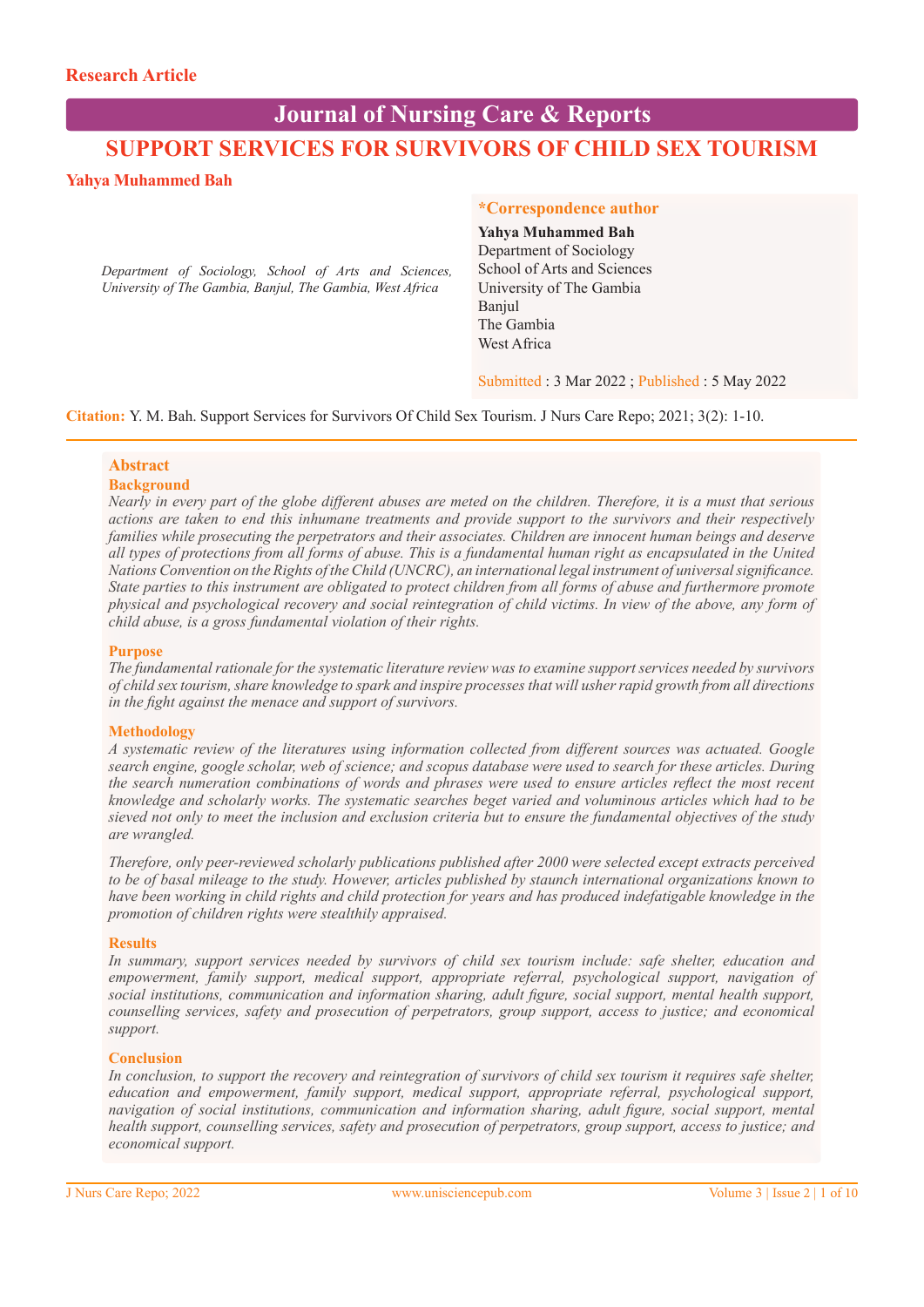Research Article

# SUPPORT SERVICES FOR SURVIVORS OF CHILD SEX TOURISM

**Yahya Muhammed Bah**

*Department of Sociology, School of Arts and Sciences, University of The Gambia, Banjul, The Gambia, West Africa*

**\*Correspondence author**

**Yahya Muhammed Bah**
Department of Sociology
School of Arts and Sciences
University of The Gambia
Banjul
The Gambia
West Africa

Submitted : 3 Mar 2022 ; Published : 5 May 2022

**Citation:** Y. M. Bah. Support Services for Survivors Of Child Sex Tourism. J Nurs Care Repo; 2021; 3(2): 1-10.

## Abstract

### Background

*Nearly in every part of the globe different abuses are meted on the children. Therefore, it is a must that serious actions are taken to end this inhumane treatments and provide support to the survivors and their respectively families while prosecuting the perpetrators and their associates. Children are innocent human beings and deserve all types of protections from all forms of abuse. This is a fundamental human right as encapsulated in the United Nations Convention on the Rights of the Child (UNCRC), an international legal instrument of universal significance. State parties to this instrument are obligated to protect children from all forms of abuse and furthermore promote physical and psychological recovery and social reintegration of child victims. In view of the above, any form of child abuse, is a gross fundamental violation of their rights.*

### Purpose

*The fundamental rationale for the systematic literature review was to examine support services needed by survivors of child sex tourism, share knowledge to spark and inspire processes that will usher rapid growth from all directions in the fight against the menace and support of survivors.*

### Methodology

*A systematic review of the literatures using information collected from different sources was actuated. Google search engine, google scholar, web of science; and scopus database were used to search for these articles. During the search numeration combinations of words and phrases were used to ensure articles reflect the most recent knowledge and scholarly works. The systematic searches beget varied and voluminous articles which had to be sieved not only to meet the inclusion and exclusion criteria but to ensure the fundamental objectives of the study are wrangled.*

*Therefore, only peer-reviewed scholarly publications published after 2000 were selected except extracts perceived to be of basal mileage to the study. However, articles published by staunch international organizations known to have been working in child rights and child protection for years and has produced indefatigable knowledge in the promotion of children rights were stealthily appraised.*

### Results

*In summary, support services needed by survivors of child sex tourism include: safe shelter, education and empowerment, family support, medical support, appropriate referral, psychological support, navigation of social institutions, communication and information sharing, adult figure, social support, mental health support, counselling services, safety and prosecution of perpetrators, group support, access to justice; and economical support.*

### Conclusion

*In conclusion, to support the recovery and reintegration of survivors of child sex tourism it requires safe shelter, education and empowerment, family support, medical support, appropriate referral, psychological support, navigation of social institutions, communication and information sharing, adult figure, social support, mental health support, counselling services, safety and prosecution of perpetrators, group support, access to justice; and economical support.*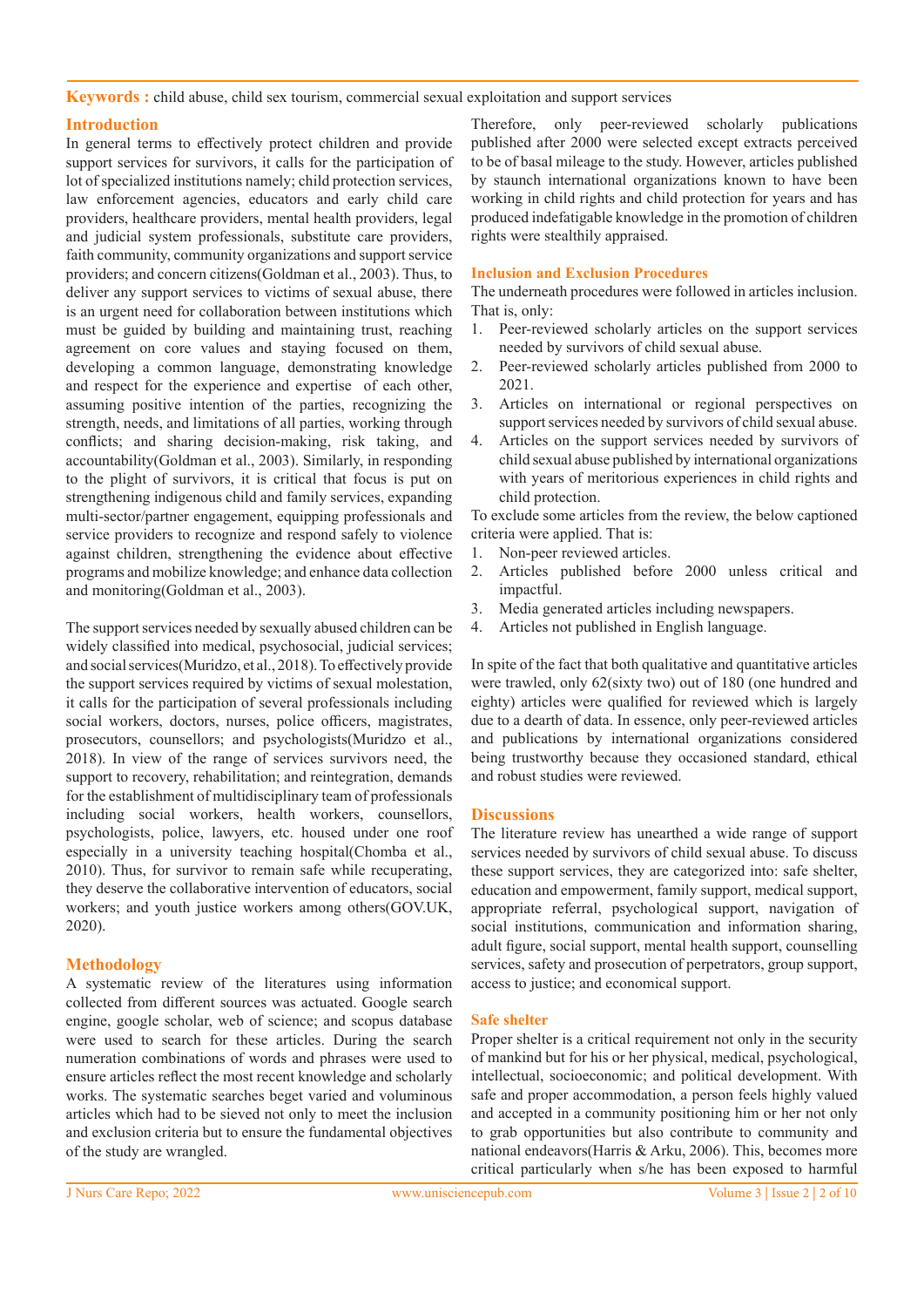**Keywords :** child abuse, child sex tourism, commercial sexual exploitation and support services

## Introduction

In general terms to effectively protect children and provide support services for survivors, it calls for the participation of lot of specialized institutions namely; child protection services, law enforcement agencies, educators and early child care providers, healthcare providers, mental health providers, legal and judicial system professionals, substitute care providers, faith community, community organizations and support service providers; and concern citizens(Goldman et al., 2003). Thus, to deliver any support services to victims of sexual abuse, there is an urgent need for collaboration between institutions which must be guided by building and maintaining trust, reaching agreement on core values and staying focused on them, developing a common language, demonstrating knowledge and respect for the experience and expertise of each other, assuming positive intention of the parties, recognizing the strength, needs, and limitations of all parties, working through conflicts; and sharing decision-making, risk taking, and accountability(Goldman et al., 2003). Similarly, in responding to the plight of survivors, it is critical that focus is put on strengthening indigenous child and family services, expanding multi-sector/partner engagement, equipping professionals and service providers to recognize and respond safely to violence against children, strengthening the evidence about effective programs and mobilize knowledge; and enhance data collection and monitoring(Goldman et al., 2003).

The support services needed by sexually abused children can be widely classified into medical, psychosocial, judicial services; and social services(Muridzo, et al., 2018). To effectively provide the support services required by victims of sexual molestation, it calls for the participation of several professionals including social workers, doctors, nurses, police officers, magistrates, prosecutors, counsellors; and psychologists(Muridzo et al., 2018). In view of the range of services survivors need, the support to recovery, rehabilitation; and reintegration, demands for the establishment of multidisciplinary team of professionals including social workers, health workers, counsellors, psychologists, police, lawyers, etc. housed under one roof especially in a university teaching hospital(Chomba et al., 2010). Thus, for survivor to remain safe while recuperating, they deserve the collaborative intervention of educators, social workers; and youth justice workers among others(GOV.UK, 2020).

## Methodology

A systematic review of the literatures using information collected from different sources was actuated. Google search engine, google scholar, web of science; and scopus database were used to search for these articles. During the search numeration combinations of words and phrases were used to ensure articles reflect the most recent knowledge and scholarly works. The systematic searches beget varied and voluminous articles which had to be sieved not only to meet the inclusion and exclusion criteria but to ensure the fundamental objectives of the study are wrangled.

Therefore, only peer-reviewed scholarly publications published after 2000 were selected except extracts perceived to be of basal mileage to the study. However, articles published by staunch international organizations known to have been working in child rights and child protection for years and has produced indefatigable knowledge in the promotion of children rights were stealthily appraised.

### Inclusion and Exclusion Procedures

The underneath procedures were followed in articles inclusion. That is, only:

1. Peer-reviewed scholarly articles on the support services needed by survivors of child sexual abuse.
2. Peer-reviewed scholarly articles published from 2000 to 2021.
3. Articles on international or regional perspectives on support services needed by survivors of child sexual abuse.
4. Articles on the support services needed by survivors of child sexual abuse published by international organizations with years of meritorious experiences in child rights and child protection.

To exclude some articles from the review, the below captioned criteria were applied. That is:

1. Non-peer reviewed articles.
2. Articles published before 2000 unless critical and impactful.
3. Media generated articles including newspapers.
4. Articles not published in English language.

In spite of the fact that both qualitative and quantitative articles were trawled, only 62(sixty two) out of 180 (one hundred and eighty) articles were qualified for reviewed which is largely due to a dearth of data. In essence, only peer-reviewed articles and publications by international organizations considered being trustworthy because they occasioned standard, ethical and robust studies were reviewed.

## Discussions

The literature review has unearthed a wide range of support services needed by survivors of child sexual abuse. To discuss these support services, they are categorized into: safe shelter, education and empowerment, family support, medical support, appropriate referral, psychological support, navigation of social institutions, communication and information sharing, adult figure, social support, mental health support, counselling services, safety and prosecution of perpetrators, group support, access to justice; and economical support.

### Safe shelter

Proper shelter is a critical requirement not only in the security of mankind but for his or her physical, medical, psychological, intellectual, socioeconomic; and political development. With safe and proper accommodation, a person feels highly valued and accepted in a community positioning him or her not only to grab opportunities but also contribute to community and national endeavors(Harris & Arku, 2006). This, becomes more critical particularly when s/he has been exposed to harmful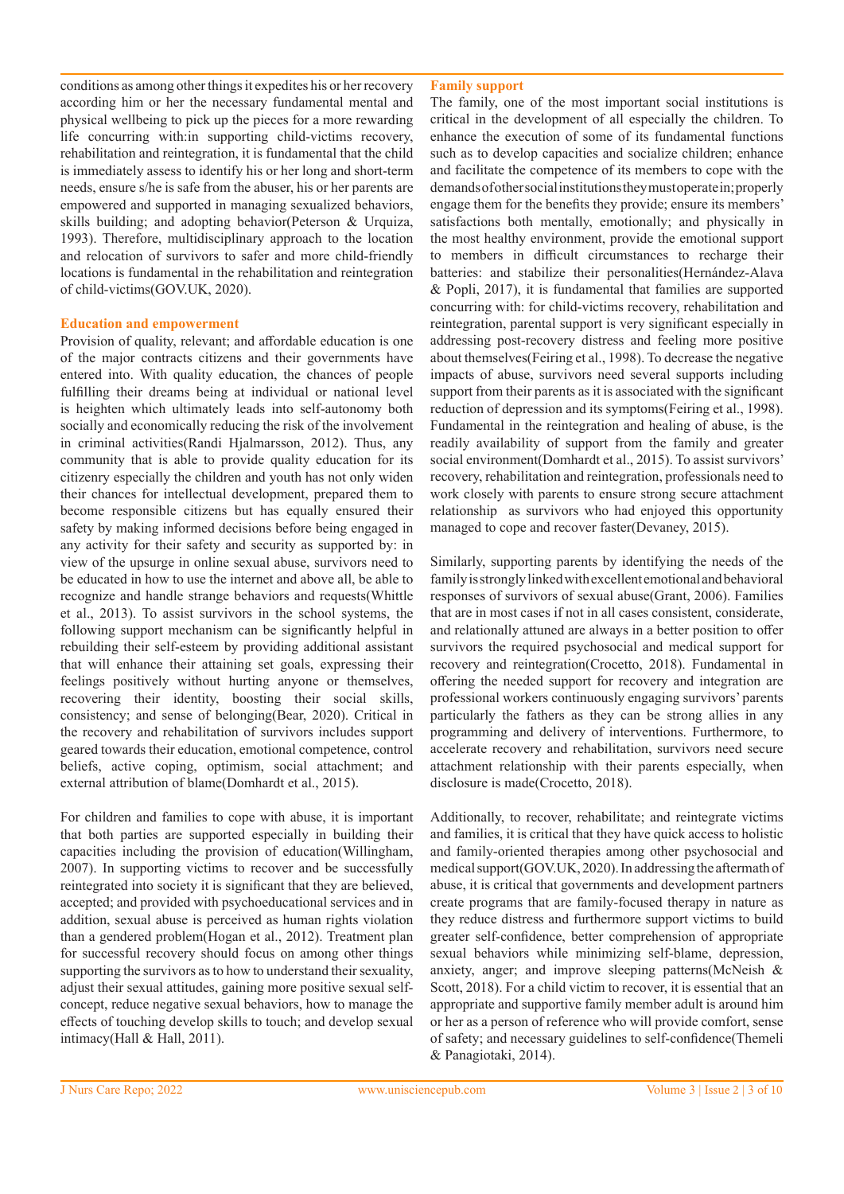conditions as among other things it expedites his or her recovery according him or her the necessary fundamental mental and physical wellbeing to pick up the pieces for a more rewarding life concurring with:in supporting child-victims recovery, rehabilitation and reintegration, it is fundamental that the child is immediately assess to identify his or her long and short-term needs, ensure s/he is safe from the abuser, his or her parents are empowered and supported in managing sexualized behaviors, skills building; and adopting behavior(Peterson & Urquiza, 1993). Therefore, multidisciplinary approach to the location and relocation of survivors to safer and more child-friendly locations is fundamental in the rehabilitation and reintegration of child-victims(GOV.UK, 2020).

### Education and empowerment

Provision of quality, relevant; and affordable education is one of the major contracts citizens and their governments have entered into. With quality education, the chances of people fulfilling their dreams being at individual or national level is heighten which ultimately leads into self-autonomy both socially and economically reducing the risk of the involvement in criminal activities(Randi Hjalmarsson, 2012). Thus, any community that is able to provide quality education for its citizenry especially the children and youth has not only widen their chances for intellectual development, prepared them to become responsible citizens but has equally ensured their safety by making informed decisions before being engaged in any activity for their safety and security as supported by: in view of the upsurge in online sexual abuse, survivors need to be educated in how to use the internet and above all, be able to recognize and handle strange behaviors and requests(Whittle et al., 2013). To assist survivors in the school systems, the following support mechanism can be significantly helpful in rebuilding their self-esteem by providing additional assistant that will enhance their attaining set goals, expressing their feelings positively without hurting anyone or themselves, recovering their identity, boosting their social skills, consistency; and sense of belonging(Bear, 2020). Critical in the recovery and rehabilitation of survivors includes support geared towards their education, emotional competence, control beliefs, active coping, optimism, social attachment; and external attribution of blame(Domhardt et al., 2015).

For children and families to cope with abuse, it is important that both parties are supported especially in building their capacities including the provision of education(Willingham, 2007). In supporting victims to recover and be successfully reintegrated into society it is significant that they are believed, accepted; and provided with psychoeducational services and in addition, sexual abuse is perceived as human rights violation than a gendered problem(Hogan et al., 2012). Treatment plan for successful recovery should focus on among other things supporting the survivors as to how to understand their sexuality, adjust their sexual attitudes, gaining more positive sexual self-concept, reduce negative sexual behaviors, how to manage the effects of touching develop skills to touch; and develop sexual intimacy(Hall & Hall, 2011).

### Family support

The family, one of the most important social institutions is critical in the development of all especially the children. To enhance the execution of some of its fundamental functions such as to develop capacities and socialize children; enhance and facilitate the competence of its members to cope with the demands of other social institutions they must operate in; properly engage them for the benefits they provide; ensure its members' satisfactions both mentally, emotionally; and physically in the most healthy environment, provide the emotional support to members in difficult circumstances to recharge their batteries: and stabilize their personalities(Hernández-Alava & Popli, 2017), it is fundamental that families are supported concurring with: for child-victims recovery, rehabilitation and reintegration, parental support is very significant especially in addressing post-recovery distress and feeling more positive about themselves(Feiring et al., 1998). To decrease the negative impacts of abuse, survivors need several supports including support from their parents as it is associated with the significant reduction of depression and its symptoms(Feiring et al., 1998). Fundamental in the reintegration and healing of abuse, is the readily availability of support from the family and greater social environment(Domhardt et al., 2015). To assist survivors' recovery, rehabilitation and reintegration, professionals need to work closely with parents to ensure strong secure attachment relationship as survivors who had enjoyed this opportunity managed to cope and recover faster(Devaney, 2015).

Similarly, supporting parents by identifying the needs of the family is strongly linked with excellent emotional and behavioral responses of survivors of sexual abuse(Grant, 2006). Families that are in most cases if not in all cases consistent, considerate, and relationally attuned are always in a better position to offer survivors the required psychosocial and medical support for recovery and reintegration(Crocetto, 2018). Fundamental in offering the needed support for recovery and integration are professional workers continuously engaging survivors' parents particularly the fathers as they can be strong allies in any programming and delivery of interventions. Furthermore, to accelerate recovery and rehabilitation, survivors need secure attachment relationship with their parents especially, when disclosure is made(Crocetto, 2018).

Additionally, to recover, rehabilitate; and reintegrate victims and families, it is critical that they have quick access to holistic and family-oriented therapies among other psychosocial and medical support(GOV.UK, 2020). In addressing the aftermath of abuse, it is critical that governments and development partners create programs that are family-focused therapy in nature as they reduce distress and furthermore support victims to build greater self-confidence, better comprehension of appropriate sexual behaviors while minimizing self-blame, depression, anxiety, anger; and improve sleeping patterns(McNeish & Scott, 2018). For a child victim to recover, it is essential that an appropriate and supportive family member adult is around him or her as a person of reference who will provide comfort, sense of safety; and necessary guidelines to self-confidence(Themeli & Panagiotaki, 2014).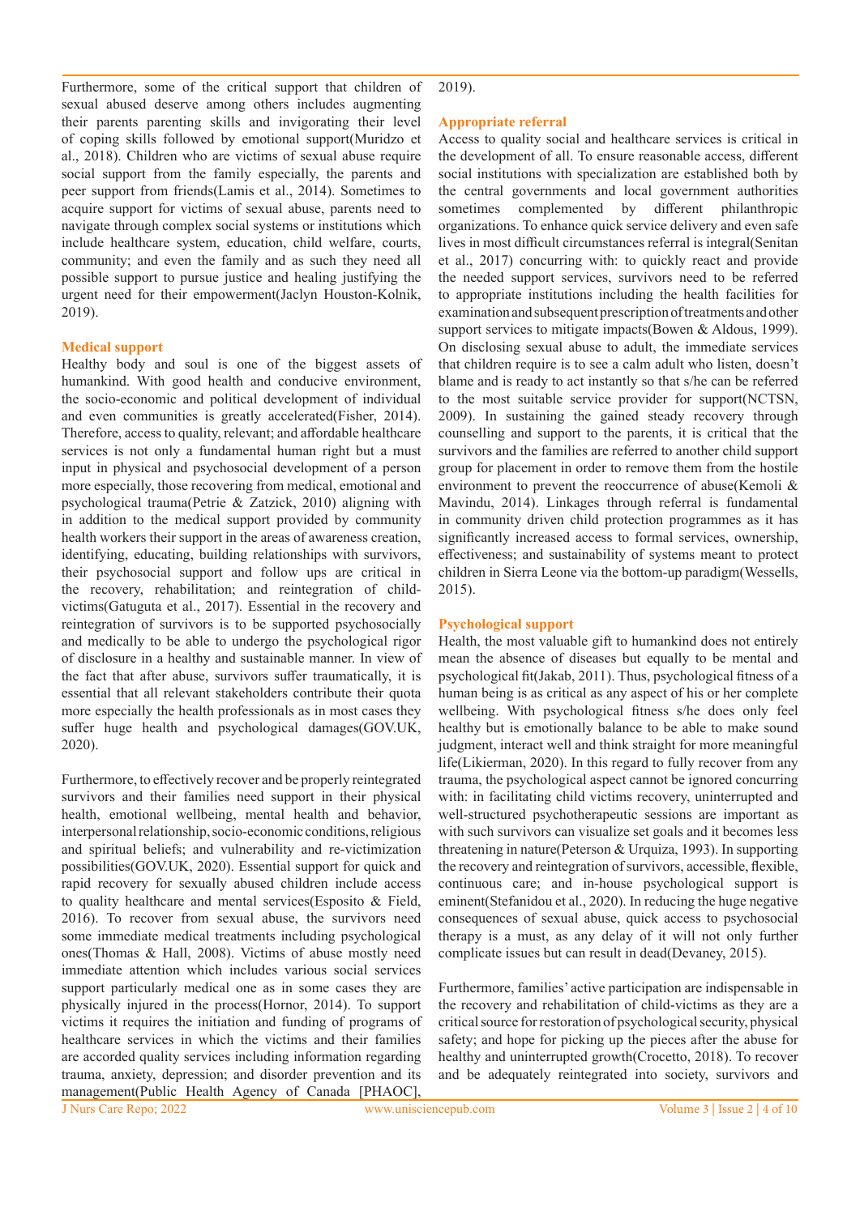Furthermore, some of the critical support that children of sexual abused deserve among others includes augmenting their parents parenting skills and invigorating their level of coping skills followed by emotional support(Muridzo et al., 2018). Children who are victims of sexual abuse require social support from the family especially, the parents and peer support from friends(Lamis et al., 2014). Sometimes to acquire support for victims of sexual abuse, parents need to navigate through complex social systems or institutions which include healthcare system, education, child welfare, courts, community; and even the family and as such they need all possible support to pursue justice and healing justifying the urgent need for their empowerment(Jaclyn Houston-Kolnik, 2019).

## Medical support

Healthy body and soul is one of the biggest assets of humankind. With good health and conducive environment, the socio-economic and political development of individual and even communities is greatly accelerated(Fisher, 2014). Therefore, access to quality, relevant; and affordable healthcare services is not only a fundamental human right but a must input in physical and psychosocial development of a person more especially, those recovering from medical, emotional and psychological trauma(Petrie & Zatzick, 2010) aligning with in addition to the medical support provided by community health workers their support in the areas of awareness creation, identifying, educating, building relationships with survivors, their psychosocial support and follow ups are critical in the recovery, rehabilitation; and reintegration of child-victims(Gatuguta et al., 2017). Essential in the recovery and reintegration of survivors is to be supported psychosocially and medically to be able to undergo the psychological rigor of disclosure in a healthy and sustainable manner. In view of the fact that after abuse, survivors suffer traumatically, it is essential that all relevant stakeholders contribute their quota more especially the health professionals as in most cases they suffer huge health and psychological damages(GOV.UK, 2020).

Furthermore, to effectively recover and be properly reintegrated survivors and their families need support in their physical health, emotional wellbeing, mental health and behavior, interpersonal relationship, socio-economic conditions, religious and spiritual beliefs; and vulnerability and re-victimization possibilities(GOV.UK, 2020). Essential support for quick and rapid recovery for sexually abused children include access to quality healthcare and mental services(Esposito & Field, 2016). To recover from sexual abuse, the survivors need some immediate medical treatments including psychological ones(Thomas & Hall, 2008). Victims of abuse mostly need immediate attention which includes various social services support particularly medical one as in some cases they are physically injured in the process(Hornor, 2014). To support victims it requires the initiation and funding of programs of healthcare services in which the victims and their families are accorded quality services including information regarding trauma, anxiety, depression; and disorder prevention and its management(Public Health Agency of Canada [PHAOC], 2019).

## Appropriate referral

Access to quality social and healthcare services is critical in the development of all. To ensure reasonable access, different social institutions with specialization are established both by the central governments and local government authorities sometimes complemented by different philanthropic organizations. To enhance quick service delivery and even safe lives in most difficult circumstances referral is integral(Senitan et al., 2017) concurring with: to quickly react and provide the needed support services, survivors need to be referred to appropriate institutions including the health facilities for examination and subsequent prescription of treatments and other support services to mitigate impacts(Bowen & Aldous, 1999). On disclosing sexual abuse to adult, the immediate services that children require is to see a calm adult who listen, doesn't blame and is ready to act instantly so that s/he can be referred to the most suitable service provider for support(NCTSN, 2009). In sustaining the gained steady recovery through counselling and support to the parents, it is critical that the survivors and the families are referred to another child support group for placement in order to remove them from the hostile environment to prevent the reoccurrence of abuse(Kemoli & Mavindu, 2014). Linkages through referral is fundamental in community driven child protection programmes as it has significantly increased access to formal services, ownership, effectiveness; and sustainability of systems meant to protect children in Sierra Leone via the bottom-up paradigm(Wessells, 2015).

## Psychological support

Health, the most valuable gift to humankind does not entirely mean the absence of diseases but equally to be mental and psychological fit(Jakab, 2011). Thus, psychological fitness of a human being is as critical as any aspect of his or her complete wellbeing. With psychological fitness s/he does only feel healthy but is emotionally balance to be able to make sound judgment, interact well and think straight for more meaningful life(Likierman, 2020). In this regard to fully recover from any trauma, the psychological aspect cannot be ignored concurring with: in facilitating child victims recovery, uninterrupted and well-structured psychotherapeutic sessions are important as with such survivors can visualize set goals and it becomes less threatening in nature(Peterson & Urquiza, 1993). In supporting the recovery and reintegration of survivors, accessible, flexible, continuous care; and in-house psychological support is eminent(Stefanidou et al., 2020). In reducing the huge negative consequences of sexual abuse, quick access to psychosocial therapy is a must, as any delay of it will not only further complicate issues but can result in dead(Devaney, 2015).

Furthermore, families' active participation are indispensable in the recovery and rehabilitation of child-victims as they are a critical source for restoration of psychological security, physical safety; and hope for picking up the pieces after the abuse for healthy and uninterrupted growth(Crocetto, 2018). To recover and be adequately reintegrated into society, survivors and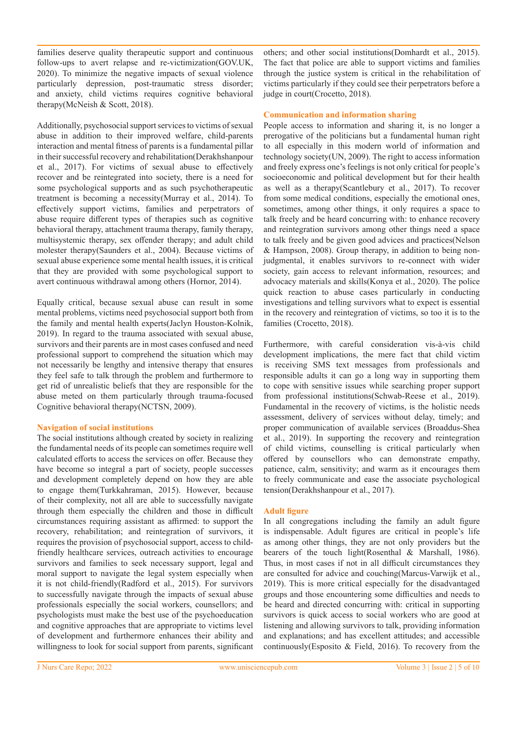families deserve quality therapeutic support and continuous follow-ups to avert relapse and re-victimization(GOV.UK, 2020). To minimize the negative impacts of sexual violence particularly depression, post-traumatic stress disorder; and anxiety, child victims requires cognitive behavioral therapy(McNeish & Scott, 2018).

Additionally, psychosocial support services to victims of sexual abuse in addition to their improved welfare, child-parents interaction and mental fitness of parents is a fundamental pillar in their successful recovery and rehabilitation(Derakhshanpour et al., 2017). For victims of sexual abuse to effectively recover and be reintegrated into society, there is a need for some psychological supports and as such psychotherapeutic treatment is becoming a necessity(Murray et al., 2014). To effectively support victims, families and perpetrators of abuse require different types of therapies such as cognitive behavioral therapy, attachment trauma therapy, family therapy, multisystemic therapy, sex offender therapy; and adult child molester therapy(Saunders et al., 2004). Because victims of sexual abuse experience some mental health issues, it is critical that they are provided with some psychological support to avert continuous withdrawal among others (Hornor, 2014).

Equally critical, because sexual abuse can result in some mental problems, victims need psychosocial support both from the family and mental health experts(Jaclyn Houston-Kolnik, 2019). In regard to the trauma associated with sexual abuse, survivors and their parents are in most cases confused and need professional support to comprehend the situation which may not necessarily be lengthy and intensive therapy that ensures they feel safe to talk through the problem and furthermore to get rid of unrealistic beliefs that they are responsible for the abuse meted on them particularly through trauma-focused Cognitive behavioral therapy(NCTSN, 2009).

### Navigation of social institutions

The social institutions although created by society in realizing the fundamental needs of its people can sometimes require well calculated efforts to access the services on offer. Because they have become so integral a part of society, people successes and development completely depend on how they are able to engage them(Turkkahraman, 2015). However, because of their complexity, not all are able to successfully navigate through them especially the children and those in difficult circumstances requiring assistant as affirmed: to support the recovery, rehabilitation; and reintegration of survivors, it requires the provision of psychosocial support, access to child-friendly healthcare services, outreach activities to encourage survivors and families to seek necessary support, legal and moral support to navigate the legal system especially when it is not child-friendly(Radford et al., 2015). For survivors to successfully navigate through the impacts of sexual abuse professionals especially the social workers, counsellors; and psychologists must make the best use of the psychoeducation and cognitive approaches that are appropriate to victims level of development and furthermore enhances their ability and willingness to look for social support from parents, significant others; and other social institutions(Domhardt et al., 2015). The fact that police are able to support victims and families through the justice system is critical in the rehabilitation of victims particularly if they could see their perpetrators before a judge in court(Crocetto, 2018).

### Communication and information sharing

People access to information and sharing it, is no longer a prerogative of the politicians but a fundamental human right to all especially in this modern world of information and technology society(UN, 2009). The right to access information and freely express one's feelings is not only critical for people's socioeconomic and political development but for their health as well as a therapy(Scantlebury et al., 2017). To recover from some medical conditions, especially the emotional ones, sometimes, among other things, it only requires a space to talk freely and be heard concurring with: to enhance recovery and reintegration survivors among other things need a space to talk freely and be given good advices and practices(Nelson & Hampson, 2008). Group therapy, in addition to being non-judgmental, it enables survivors to re-connect with wider society, gain access to relevant information, resources; and advocacy materials and skills(Konya et al., 2020). The police quick reaction to abuse cases particularly in conducting investigations and telling survivors what to expect is essential in the recovery and reintegration of victims, so too it is to the families (Crocetto, 2018).

Furthermore, with careful consideration vis-à-vis child development implications, the mere fact that child victim is receiving SMS text messages from professionals and responsible adults it can go a long way in supporting them to cope with sensitive issues while searching proper support from professional institutions(Schwab-Reese et al., 2019). Fundamental in the recovery of victims, is the holistic needs assessment, delivery of services without delay, timely; and proper communication of available services (Broaddus-Shea et al., 2019). In supporting the recovery and reintegration of child victims, counselling is critical particularly when offered by counsellors who can demonstrate empathy, patience, calm, sensitivity; and warm as it encourages them to freely communicate and ease the associate psychological tension(Derakhshanpour et al., 2017).

### Adult figure

In all congregations including the family an adult figure is indispensable. Adult figures are critical in people's life as among other things, they are not only providers but the bearers of the touch light(Rosenthal & Marshall, 1986). Thus, in most cases if not in all difficult circumstances they are consulted for advice and couching(Marcus-Varwijk et al., 2019). This is more critical especially for the disadvantaged groups and those encountering some difficulties and needs to be heard and directed concurring with: critical in supporting survivors is quick access to social workers who are good at listening and allowing survivors to talk, providing information and explanations; and has excellent attitudes; and accessible continuously(Esposito & Field, 2016). To recovery from the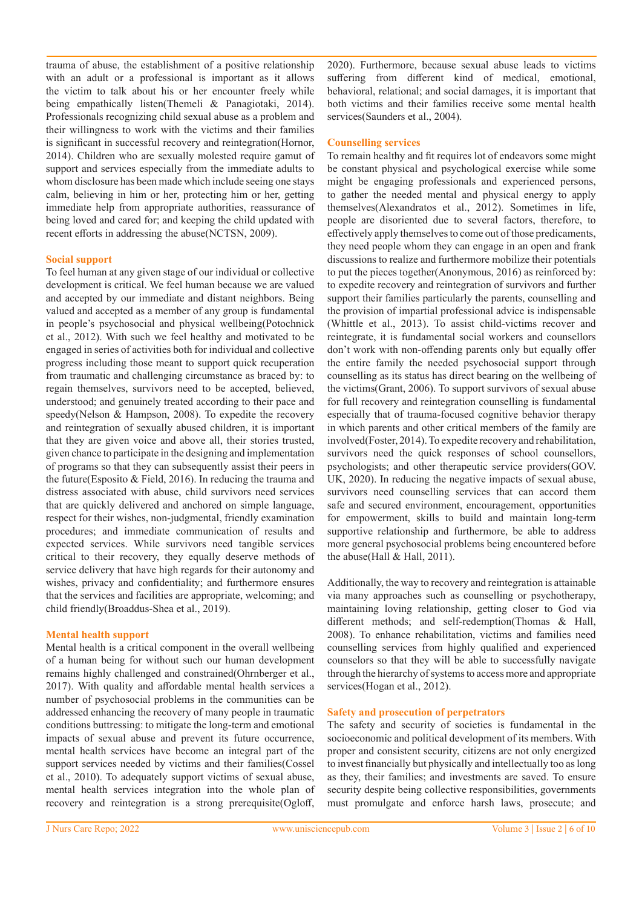trauma of abuse, the establishment of a positive relationship with an adult or a professional is important as it allows the victim to talk about his or her encounter freely while being empathically listen(Themeli & Panagiotaki, 2014). Professionals recognizing child sexual abuse as a problem and their willingness to work with the victims and their families is significant in successful recovery and reintegration(Hornor, 2014). Children who are sexually molested require gamut of support and services especially from the immediate adults to whom disclosure has been made which include seeing one stays calm, believing in him or her, protecting him or her, getting immediate help from appropriate authorities, reassurance of being loved and cared for; and keeping the child updated with recent efforts in addressing the abuse(NCTSN, 2009).

### Social support

To feel human at any given stage of our individual or collective development is critical. We feel human because we are valued and accepted by our immediate and distant neighbors. Being valued and accepted as a member of any group is fundamental in people's psychosocial and physical wellbeing(Potochnick et al., 2012). With such we feel healthy and motivated to be engaged in series of activities both for individual and collective progress including those meant to support quick recuperation from traumatic and challenging circumstance as braced by: to regain themselves, survivors need to be accepted, believed, understood; and genuinely treated according to their pace and speedy(Nelson & Hampson, 2008). To expedite the recovery and reintegration of sexually abused children, it is important that they are given voice and above all, their stories trusted, given chance to participate in the designing and implementation of programs so that they can subsequently assist their peers in the future(Esposito & Field, 2016). In reducing the trauma and distress associated with abuse, child survivors need services that are quickly delivered and anchored on simple language, respect for their wishes, non-judgmental, friendly examination procedures; and immediate communication of results and expected services. While survivors need tangible services critical to their recovery, they equally deserve methods of service delivery that have high regards for their autonomy and wishes, privacy and confidentiality; and furthermore ensures that the services and facilities are appropriate, welcoming; and child friendly(Broaddus-Shea et al., 2019).

### Mental health support

Mental health is a critical component in the overall wellbeing of a human being for without such our human development remains highly challenged and constrained(Ohrnberger et al., 2017). With quality and affordable mental health services a number of psychosocial problems in the communities can be addressed enhancing the recovery of many people in traumatic conditions buttressing: to mitigate the long-term and emotional impacts of sexual abuse and prevent its future occurrence, mental health services have become an integral part of the support services needed by victims and their families(Cossel et al., 2010). To adequately support victims of sexual abuse, mental health services integration into the whole plan of recovery and reintegration is a strong prerequisite(Ogloff, 2020). Furthermore, because sexual abuse leads to victims suffering from different kind of medical, emotional, behavioral, relational; and social damages, it is important that both victims and their families receive some mental health services(Saunders et al., 2004).

### Counselling services

To remain healthy and fit requires lot of endeavors some might be constant physical and psychological exercise while some might be engaging professionals and experienced persons, to gather the needed mental and physical energy to apply themselves(Alexandratos et al., 2012). Sometimes in life, people are disoriented due to several factors, therefore, to effectively apply themselves to come out of those predicaments, they need people whom they can engage in an open and frank discussions to realize and furthermore mobilize their potentials to put the pieces together(Anonymous, 2016) as reinforced by: to expedite recovery and reintegration of survivors and further support their families particularly the parents, counselling and the provision of impartial professional advice is indispensable (Whittle et al., 2013). To assist child-victims recover and reintegrate, it is fundamental social workers and counsellors don't work with non-offending parents only but equally offer the entire family the needed psychosocial support through counselling as its status has direct bearing on the wellbeing of the victims(Grant, 2006). To support survivors of sexual abuse for full recovery and reintegration counselling is fundamental especially that of trauma-focused cognitive behavior therapy in which parents and other critical members of the family are involved(Foster, 2014). To expedite recovery and rehabilitation, survivors need the quick responses of school counsellors, psychologists; and other therapeutic service providers(GOV.UK, 2020). In reducing the negative impacts of sexual abuse, survivors need counselling services that can accord them safe and secured environment, encouragement, opportunities for empowerment, skills to build and maintain long-term supportive relationship and furthermore, be able to address more general psychosocial problems being encountered before the abuse(Hall & Hall, 2011).

Additionally, the way to recovery and reintegration is attainable via many approaches such as counselling or psychotherapy, maintaining loving relationship, getting closer to God via different methods; and self-redemption(Thomas & Hall, 2008). To enhance rehabilitation, victims and families need counselling services from highly qualified and experienced counselors so that they will be able to successfully navigate through the hierarchy of systems to access more and appropriate services(Hogan et al., 2012).

### Safety and prosecution of perpetrators

The safety and security of societies is fundamental in the socioeconomic and political development of its members. With proper and consistent security, citizens are not only energized to invest financially but physically and intellectually too as long as they, their families; and investments are saved. To ensure security despite being collective responsibilities, governments must promulgate and enforce harsh laws, prosecute; and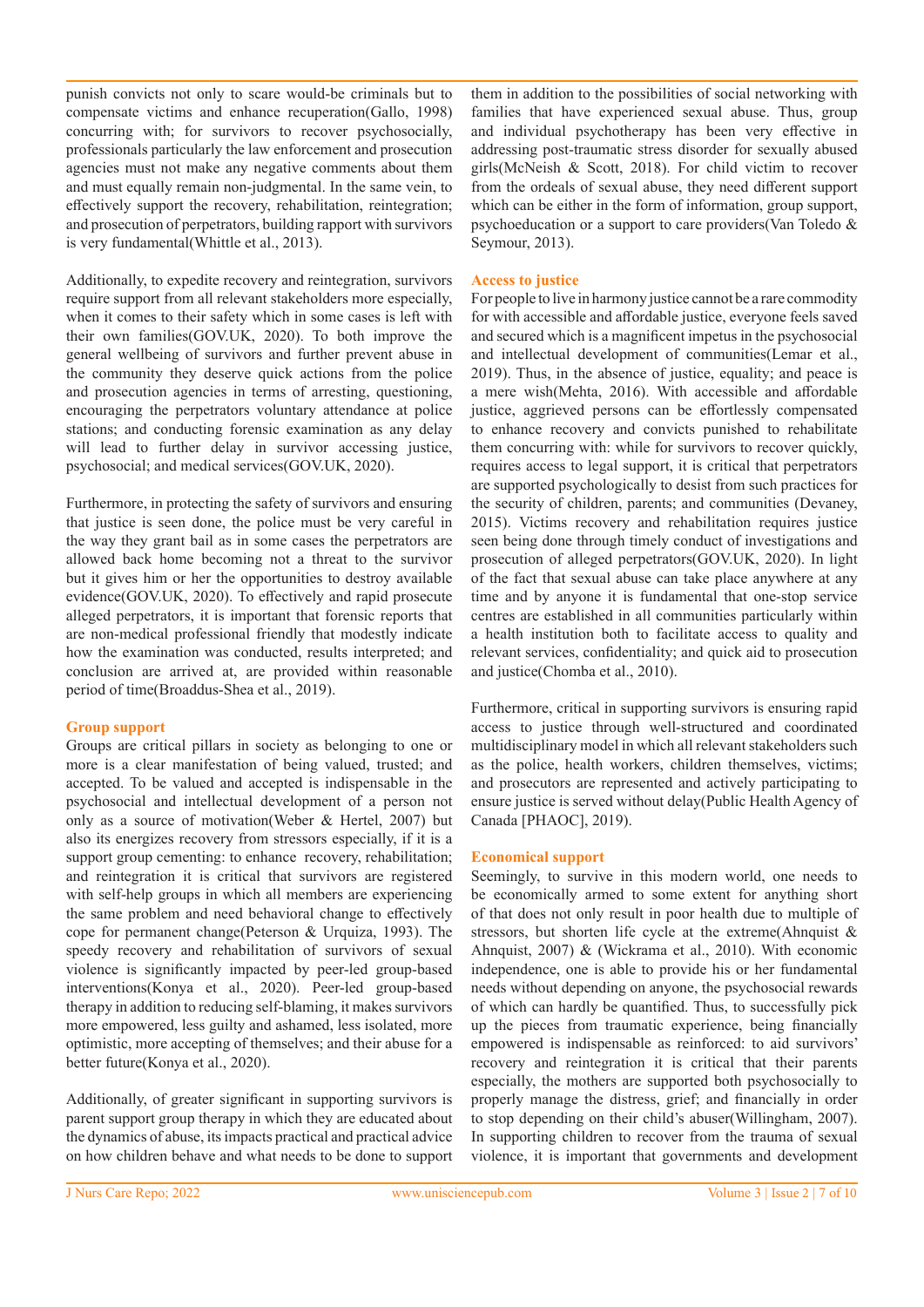punish convicts not only to scare would-be criminals but to compensate victims and enhance recuperation(Gallo, 1998) concurring with; for survivors to recover psychosocially, professionals particularly the law enforcement and prosecution agencies must not make any negative comments about them and must equally remain non-judgmental. In the same vein, to effectively support the recovery, rehabilitation, reintegration; and prosecution of perpetrators, building rapport with survivors is very fundamental(Whittle et al., 2013).

Additionally, to expedite recovery and reintegration, survivors require support from all relevant stakeholders more especially, when it comes to their safety which in some cases is left with their own families(GOV.UK, 2020). To both improve the general wellbeing of survivors and further prevent abuse in the community they deserve quick actions from the police and prosecution agencies in terms of arresting, questioning, encouraging the perpetrators voluntary attendance at police stations; and conducting forensic examination as any delay will lead to further delay in survivor accessing justice, psychosocial; and medical services(GOV.UK, 2020).

Furthermore, in protecting the safety of survivors and ensuring that justice is seen done, the police must be very careful in the way they grant bail as in some cases the perpetrators are allowed back home becoming not a threat to the survivor but it gives him or her the opportunities to destroy available evidence(GOV.UK, 2020). To effectively and rapid prosecute alleged perpetrators, it is important that forensic reports that are non-medical professional friendly that modestly indicate how the examination was conducted, results interpreted; and conclusion are arrived at, are provided within reasonable period of time(Broaddus-Shea et al., 2019).

### Group support

Groups are critical pillars in society as belonging to one or more is a clear manifestation of being valued, trusted; and accepted. To be valued and accepted is indispensable in the psychosocial and intellectual development of a person not only as a source of motivation(Weber & Hertel, 2007) but also its energizes recovery from stressors especially, if it is a support group cementing: to enhance recovery, rehabilitation; and reintegration it is critical that survivors are registered with self-help groups in which all members are experiencing the same problem and need behavioral change to effectively cope for permanent change(Peterson & Urquiza, 1993). The speedy recovery and rehabilitation of survivors of sexual violence is significantly impacted by peer-led group-based interventions(Konya et al., 2020). Peer-led group-based therapy in addition to reducing self-blaming, it makes survivors more empowered, less guilty and ashamed, less isolated, more optimistic, more accepting of themselves; and their abuse for a better future(Konya et al., 2020).

Additionally, of greater significant in supporting survivors is parent support group therapy in which they are educated about the dynamics of abuse, its impacts practical and practical advice on how children behave and what needs to be done to support them in addition to the possibilities of social networking with families that have experienced sexual abuse. Thus, group and individual psychotherapy has been very effective in addressing post-traumatic stress disorder for sexually abused girls(McNeish & Scott, 2018). For child victim to recover from the ordeals of sexual abuse, they need different support which can be either in the form of information, group support, psychoeducation or a support to care providers(Van Toledo & Seymour, 2013).

### Access to justice

For people to live in harmony justice cannot be a rare commodity for with accessible and affordable justice, everyone feels saved and secured which is a magnificent impetus in the psychosocial and intellectual development of communities(Lemar et al., 2019). Thus, in the absence of justice, equality; and peace is a mere wish(Mehta, 2016). With accessible and affordable justice, aggrieved persons can be effortlessly compensated to enhance recovery and convicts punished to rehabilitate them concurring with: while for survivors to recover quickly, requires access to legal support, it is critical that perpetrators are supported psychologically to desist from such practices for the security of children, parents; and communities (Devaney, 2015). Victims recovery and rehabilitation requires justice seen being done through timely conduct of investigations and prosecution of alleged perpetrators(GOV.UK, 2020). In light of the fact that sexual abuse can take place anywhere at any time and by anyone it is fundamental that one-stop service centres are established in all communities particularly within a health institution both to facilitate access to quality and relevant services, confidentiality; and quick aid to prosecution and justice(Chomba et al., 2010).

Furthermore, critical in supporting survivors is ensuring rapid access to justice through well-structured and coordinated multidisciplinary model in which all relevant stakeholders such as the police, health workers, children themselves, victims; and prosecutors are represented and actively participating to ensure justice is served without delay(Public Health Agency of Canada [PHAOC], 2019).

### Economical support

Seemingly, to survive in this modern world, one needs to be economically armed to some extent for anything short of that does not only result in poor health due to multiple of stressors, but shorten life cycle at the extreme(Ahnquist & Ahnquist, 2007) & (Wickrama et al., 2010). With economic independence, one is able to provide his or her fundamental needs without depending on anyone, the psychosocial rewards of which can hardly be quantified. Thus, to successfully pick up the pieces from traumatic experience, being financially empowered is indispensable as reinforced: to aid survivors' recovery and reintegration it is critical that their parents especially, the mothers are supported both psychosocially to properly manage the distress, grief; and financially in order to stop depending on their child's abuser(Willingham, 2007). In supporting children to recover from the trauma of sexual violence, it is important that governments and development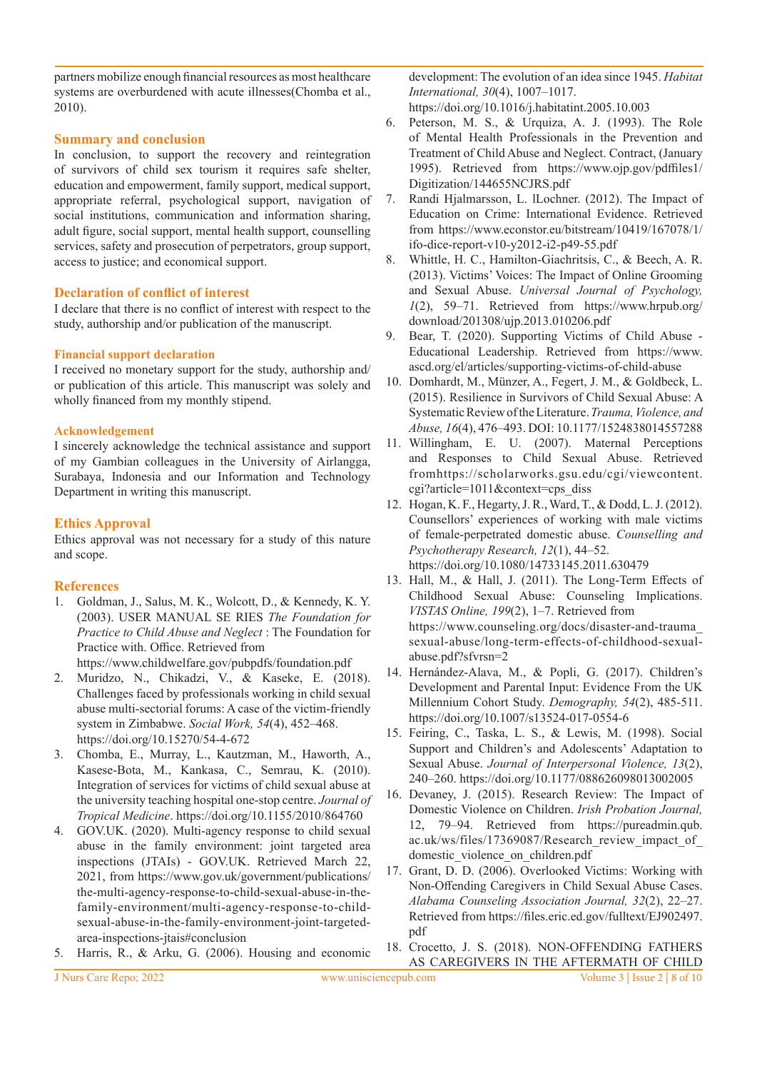partners mobilize enough financial resources as most healthcare systems are overburdened with acute illnesses(Chomba et al., 2010).

## Summary and conclusion

In conclusion, to support the recovery and reintegration of survivors of child sex tourism it requires safe shelter, education and empowerment, family support, medical support, appropriate referral, psychological support, navigation of social institutions, communication and information sharing, adult figure, social support, mental health support, counselling services, safety and prosecution of perpetrators, group support, access to justice; and economical support.

## Declaration of conflict of interest

I declare that there is no conflict of interest with respect to the study, authorship and/or publication of the manuscript.

### Financial support declaration

I received no monetary support for the study, authorship and/ or publication of this article. This manuscript was solely and wholly financed from my monthly stipend.

### Acknowledgement

I sincerely acknowledge the technical assistance and support of my Gambian colleagues in the University of Airlangga, Surabaya, Indonesia and our Information and Technology Department in writing this manuscript.

## Ethics Approval

Ethics approval was not necessary for a study of this nature and scope.

## References

1. Goldman, J., Salus, M. K., Wolcott, D., & Kennedy, K. Y. (2003). USER MANUAL SE RIES *The Foundation for Practice to Child Abuse and Neglect* : The Foundation for Practice with. Office. Retrieved from https://www.childwelfare.gov/pubpdfs/foundation.pdf
2. Muridzo, N., Chikadzi, V., & Kaseke, E. (2018). Challenges faced by professionals working in child sexual abuse multi-sectorial forums: A case of the victim-friendly system in Zimbabwe. *Social Work, 54*(4), 452–468. https://doi.org/10.15270/54-4-672
3. Chomba, E., Murray, L., Kautzman, M., Haworth, A., Kasese-Bota, M., Kankasa, C., Semrau, K. (2010). Integration of services for victims of child sexual abuse at the university teaching hospital one-stop centre. *Journal of Tropical Medicine*. https://doi.org/10.1155/2010/864760
4. GOV.UK. (2020). Multi-agency response to child sexual abuse in the family environment: joint targeted area inspections (JTAIs) - GOV.UK. Retrieved March 22, 2021, from https://www.gov.uk/government/publications/the-multi-agency-response-to-child-sexual-abuse-in-the-family-environment/multi-agency-response-to-child-sexual-abuse-in-the-family-environment-joint-targeted-area-inspections-jtais#conclusion
5. Harris, R., & Arku, G. (2006). Housing and economic development: The evolution of an idea since 1945. *Habitat International, 30*(4), 1007–1017. https://doi.org/10.1016/j.habitatint.2005.10.003
6. Peterson, M. S., & Urquiza, A. J. (1993). The Role of Mental Health Professionals in the Prevention and Treatment of Child Abuse and Neglect. Contract, (January 1995). Retrieved from https://www.ojp.gov/pdffiles1/Digitization/144655NCJRS.pdf
7. Randi Hjalmarsson, L. lLochner. (2012). The Impact of Education on Crime: International Evidence. Retrieved from https://www.econstor.eu/bitstream/10419/167078/1/ifo-dice-report-v10-y2012-i2-p49-55.pdf
8. Whittle, H. C., Hamilton-Giachritsis, C., & Beech, A. R. (2013). Victims' Voices: The Impact of Online Grooming and Sexual Abuse. *Universal Journal of Psychology, 1*(2), 59–71. Retrieved from https://www.hrpub.org/download/201308/ujp.2013.010206.pdf
9. Bear, T. (2020). Supporting Victims of Child Abuse - Educational Leadership. Retrieved from https://www.ascd.org/el/articles/supporting-victims-of-child-abuse
10. Domhardt, M., Münzer, A., Fegert, J. M., & Goldbeck, L. (2015). Resilience in Survivors of Child Sexual Abuse: A Systematic Review of the Literature. *Trauma, Violence, and Abuse, 16*(4), 476–493. DOI: 10.1177/1524838014557288
11. Willingham, E. U. (2007). Maternal Perceptions and Responses to Child Sexual Abuse. Retrieved fromhttps://scholarworks.gsu.edu/cgi/viewcontent.cgi?article=1011&context=cps_diss
12. Hogan, K. F., Hegarty, J. R., Ward, T., & Dodd, L. J. (2012). Counsellors' experiences of working with male victims of female-perpetrated domestic abuse. *Counselling and Psychotherapy Research, 12*(1), 44–52. https://doi.org/10.1080/14733145.2011.630479
13. Hall, M., & Hall, J. (2011). The Long-Term Effects of Childhood Sexual Abuse: Counseling Implications. *VISTAS Online, 199*(2), 1–7. Retrieved from https://www.counseling.org/docs/disaster-and-trauma_sexual-abuse/long-term-effects-of-childhood-sexual-abuse.pdf?sfvrsn=2
14. Hernández-Alava, M., & Popli, G. (2017). Children's Development and Parental Input: Evidence From the UK Millennium Cohort Study. *Demography, 54*(2), 485-511. https://doi.org/10.1007/s13524-017-0554-6
15. Feiring, C., Taska, L. S., & Lewis, M. (1998). Social Support and Children's and Adolescents' Adaptation to Sexual Abuse. *Journal of Interpersonal Violence, 13*(2), 240–260. https://doi.org/10.1177/088626098013002005
16. Devaney, J. (2015). Research Review: The Impact of Domestic Violence on Children. *Irish Probation Journal,* 12, 79–94. Retrieved from https://pureadmin.qub.ac.uk/ws/files/17369087/Research_review_impact_of_domestic_violence_on_children.pdf
17. Grant, D. D. (2006). Overlooked Victims: Working with Non-Offending Caregivers in Child Sexual Abuse Cases. *Alabama Counseling Association Journal, 32*(2), 22–27. Retrieved from https://files.eric.ed.gov/fulltext/EJ902497.pdf
18. Crocetto, J. S. (2018). NON-OFFENDING FATHERS AS CAREGIVERS IN THE AFTERMATH OF CHILD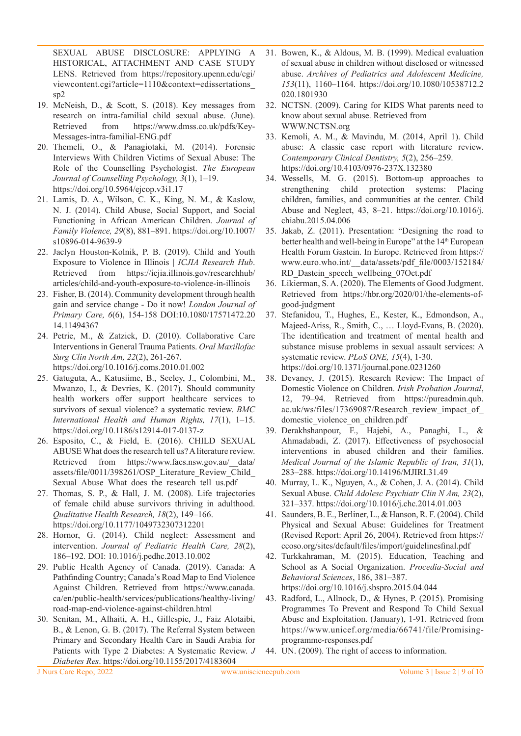SEXUAL ABUSE DISCLOSURE: APPLYING A HISTORICAL, ATTACHMENT AND CASE STUDY LENS. Retrieved from https://repository.upenn.edu/cgi/viewcontent.cgi?article=1110&context=edissertations_sp2

19. McNeish, D., & Scott, S. (2018). Key messages from research on intra-familial child sexual abuse. (June). Retrieved from https://www.dmss.co.uk/pdfs/Key-Messages-intra-familial-ENG.pdf
20. Themeli, O., & Panagiotaki, M. (2014). Forensic Interviews With Children Victims of Sexual Abuse: The Role of the Counselling Psychologist. *The European Journal of Counselling Psychology, 3*(1), 1–19. https://doi.org/10.5964/ejcop.v3i1.17
21. Lamis, D. A., Wilson, C. K., King, N. M., & Kaslow, N. J. (2014). Child Abuse, Social Support, and Social Functioning in African American Children. *Journal of Family Violence, 29*(8), 881–891. https://doi.org/10.1007/s10896-014-9639-9
22. Jaclyn Houston-Kolnik, P. B. (2019). Child and Youth Exposure to Violence in Illinois | *ICJIA Research Hub*. Retrieved from https://icjia.illinois.gov/researchhub/articles/child-and-youth-exposure-to-violence-in-illinois
23. Fisher, B. (2014). Community development through health gain and service change - Do it now! *London Journal of Primary Care, 6*(6), 154-158 DOI:10.1080/17571472.2014.11494367
24. Petrie, M., & Zatzick, D. (2010). Collaborative Care Interventions in General Trauma Patients. *Oral Maxillofac Surg Clin North Am, 22*(2), 261-267. https://doi.org/10.1016/j.coms.2010.01.002
25. Gatuguta, A., Katusiime, B., Seeley, J., Colombini, M., Mwanzo, I., & Devries, K. (2017). Should community health workers offer support healthcare services to survivors of sexual violence? a systematic review. *BMC International Health and Human Rights, 17*(1), 1–15. https://doi.org/10.1186/s12914-017-0137-z
26. Esposito, C., & Field, E. (2016). CHILD SEXUAL ABUSE What does the research tell us? A literature review. Retrieved from https://www.facs.nsw.gov.au/__data/assets/file/0011/398261/OSP_Literature_Review_Child_Sexual_Abuse_What_does_the_research_tell_us.pdf
27. Thomas, S. P., & Hall, J. M. (2008). Life trajectories of female child abuse survivors thriving in adulthood. *Qualitative Health Research, 18*(2), 149–166. https://doi.org/10.1177/1049732307312201
28. Hornor, G. (2014). Child neglect: Assessment and intervention. *Journal of Pediatric Health Care, 28*(2), 186–192. DOI: 10.1016/j.pedhc.2013.10.002
29. Public Health Agency of Canada. (2019). Canada: A Pathfinding Country; Canada's Road Map to End Violence Against Children. Retrieved from https://www.canada.ca/en/public-health/services/publications/healthy-living/road-map-end-violence-against-children.html
30. Senitan, M., Alhaiti, A. H., Gillespie, J., Faiz Alotaibi, B., & Lenon, G. B. (2017). The Referral System between Primary and Secondary Health Care in Saudi Arabia for Patients with Type 2 Diabetes: A Systematic Review. *J Diabetes Res*. https://doi.org/10.1155/2017/4183604
31. Bowen, K., & Aldous, M. B. (1999). Medical evaluation of sexual abuse in children without disclosed or witnessed abuse. *Archives of Pediatrics and Adolescent Medicine, 153*(11), 1160–1164. https://doi.org/10.1080/10538712.2020.1801930
32. NCTSN. (2009). Caring for KIDS What parents need to know about sexual abuse. Retrieved from WWW.NCTSN.org
33. Kemoli, A. M., & Mavindu, M. (2014, April 1). Child abuse: A classic case report with literature review. *Contemporary Clinical Dentistry, 5*(2), 256–259. https://doi.org/10.4103/0976-237X.132380
34. Wessells, M. G. (2015). Bottom-up approaches to strengthening child protection systems: Placing children, families, and communities at the center. Child Abuse and Neglect, 43, 8–21. https://doi.org/10.1016/j.chiabu.2015.04.006
35. Jakab, Z. (2011). Presentation: "Designing the road to better health and well-being in Europe" at the 14th European Health Forum Gastein. In Europe. Retrieved from https://www.euro.who.int/__data/assets/pdf_file/0003/152184/RD_Dastein_speech_wellbeing_07Oct.pdf
36. Likierman, S. A. (2020). The Elements of Good Judgment. Retrieved from https://hbr.org/2020/01/the-elements-of-good-judgment
37. Stefanidou, T., Hughes, E., Kester, K., Edmondson, A., Majeed-Ariss, R., Smith, C., … Lloyd-Evans, B. (2020). The identification and treatment of mental health and substance misuse problems in sexual assault services: A systematic review. *PLoS ONE, 15*(4), 1-30. https://doi.org/10.1371/journal.pone.0231260
38. Devaney, J. (2015). Research Review: The Impact of Domestic Violence on Children. *Irish Probation Journal*, 12, 79–94. Retrieved from https://pureadmin.qub.ac.uk/ws/files/17369087/Research_review_impact_of_domestic_violence_on_children.pdf
39. Derakhshanpour, F., Hajebi, A., Panaghi, L., & Ahmadabadi, Z. (2017). Effectiveness of psychosocial interventions in abused children and their families. *Medical Journal of the Islamic Republic of Iran, 31*(1), 283–288. https://doi.org/10.14196/MJIRI.31.49
40. Murray, L. K., Nguyen, A., & Cohen, J. A. (2014). Child Sexual Abuse. *Child Adolesc Psychiatr Clin N Am, 23*(2), 321–337. https://doi.org/10.1016/j.chc.2014.01.003
41. Saunders, B. E., Berliner, L., & Hanson, R. F. (2004). Child Physical and Sexual Abuse: Guidelines for Treatment (Revised Report: April 26, 2004). Retrieved from https://ccoso.org/sites/default/files/import/guidelinesfinal.pdf
42. Turkkahraman, M. (2015). Education, Teaching and School as A Social Organization. *Procedia-Social and Behavioral Sciences*, 186, 381–387. https://doi.org/10.1016/j.sbspro.2015.04.044
43. Radford, L., Allnock, D., & Hynes, P. (2015). Promising Programmes To Prevent and Respond To Child Sexual Abuse and Exploitation. (January), 1-91. Retrieved from https://www.unicef.org/media/66741/file/Promising-programme-responses.pdf
44. UN. (2009). The right of access to information.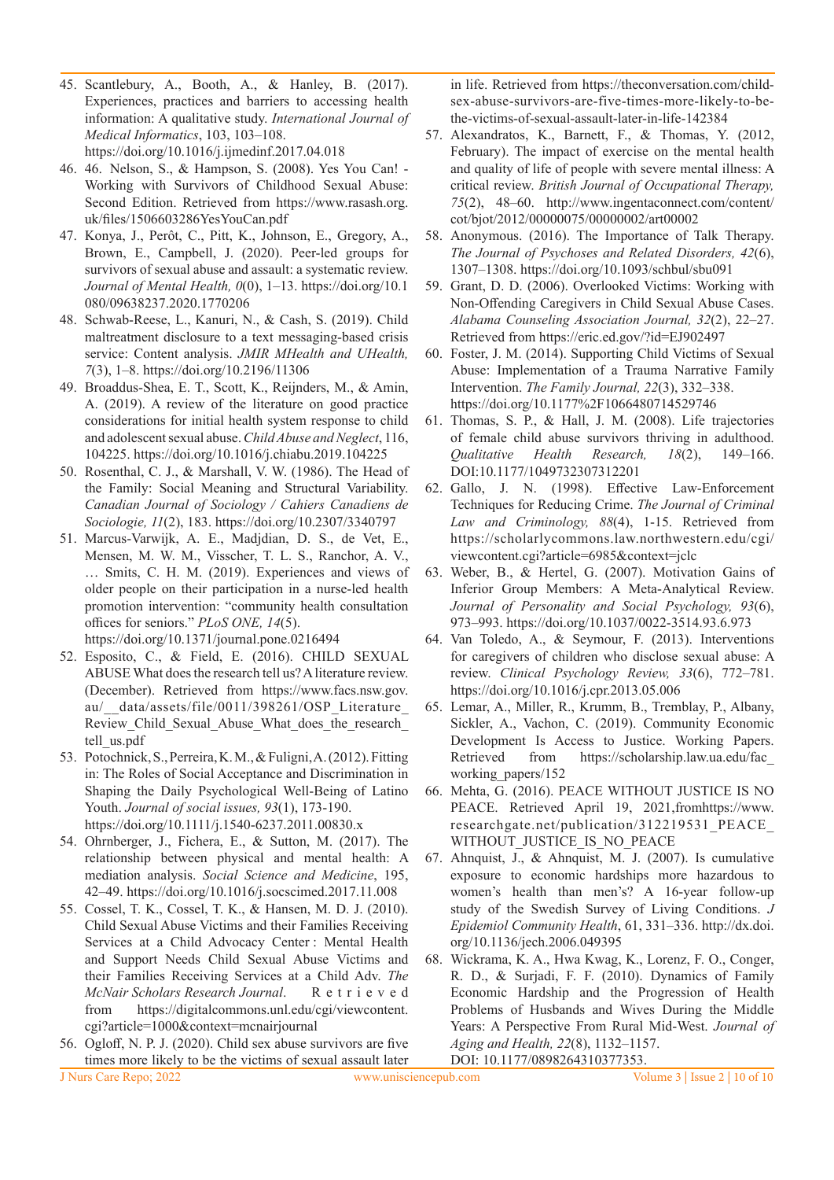45. Scantlebury, A., Booth, A., & Hanley, B. (2017). Experiences, practices and barriers to accessing health information: A qualitative study. *International Journal of Medical Informatics*, 103, 103–108. https://doi.org/10.1016/j.ijmedinf.2017.04.018
46. 46. Nelson, S., & Hampson, S. (2008). Yes You Can! - Working with Survivors of Childhood Sexual Abuse: Second Edition. Retrieved from https://www.rasash.org.uk/files/1506603286YesYouCan.pdf
47. Konya, J., Perôt, C., Pitt, K., Johnson, E., Gregory, A., Brown, E., Campbell, J. (2020). Peer-led groups for survivors of sexual abuse and assault: a systematic review. *Journal of Mental Health, 0*(0), 1–13. https://doi.org/10.1080/09638237.2020.1770206
48. Schwab-Reese, L., Kanuri, N., & Cash, S. (2019). Child maltreatment disclosure to a text messaging-based crisis service: Content analysis. *JMIR MHealth and UHealth, 7*(3), 1–8. https://doi.org/10.2196/11306
49. Broaddus-Shea, E. T., Scott, K., Reijnders, M., & Amin, A. (2019). A review of the literature on good practice considerations for initial health system response to child and adolescent sexual abuse. *Child Abuse and Neglect*, 116, 104225. https://doi.org/10.1016/j.chiabu.2019.104225
50. Rosenthal, C. J., & Marshall, V. W. (1986). The Head of the Family: Social Meaning and Structural Variability. *Canadian Journal of Sociology / Cahiers Canadiens de Sociologie, 11*(2), 183. https://doi.org/10.2307/3340797
51. Marcus-Varwijk, A. E., Madjdian, D. S., de Vet, E., Mensen, M. W. M., Visscher, T. L. S., Ranchor, A. V., … Smits, C. H. M. (2019). Experiences and views of older people on their participation in a nurse-led health promotion intervention: "community health consultation offices for seniors." *PLoS ONE, 14*(5). https://doi.org/10.1371/journal.pone.0216494
52. Esposito, C., & Field, E. (2016). CHILD SEXUAL ABUSE What does the research tell us? A literature review. (December). Retrieved from https://www.facs.nsw.gov.au/__data/assets/file/0011/398261/OSP_Literature_Review_Child_Sexual_Abuse_What_does_the_research_tell_us.pdf
53. Potochnick, S., Perreira, K. M., & Fuligni, A. (2012). Fitting in: The Roles of Social Acceptance and Discrimination in Shaping the Daily Psychological Well-Being of Latino Youth. *Journal of social issues, 93*(1), 173-190. https://doi.org/10.1111/j.1540-6237.2011.00830.x
54. Ohrnberger, J., Fichera, E., & Sutton, M. (2017). The relationship between physical and mental health: A mediation analysis. *Social Science and Medicine*, 195, 42–49. https://doi.org/10.1016/j.socscimed.2017.11.008
55. Cossel, T. K., Cossel, T. K., & Hansen, M. D. J. (2010). Child Sexual Abuse Victims and their Families Receiving Services at a Child Advocacy Center : Mental Health and Support Needs Child Sexual Abuse Victims and their Families Receiving Services at a Child Adv. *The McNair Scholars Research Journal*. Retrieved from https://digitalcommons.unl.edu/cgi/viewcontent.cgi?article=1000&context=mcnairjournal
56. Ogloff, N. P. J. (2020). Child sex abuse survivors are five times more likely to be the victims of sexual assault later in life. Retrieved from https://theconversation.com/child-sex-abuse-survivors-are-five-times-more-likely-to-be-the-victims-of-sexual-assault-later-in-life-142384
57. Alexandratos, K., Barnett, F., & Thomas, Y. (2012, February). The impact of exercise on the mental health and quality of life of people with severe mental illness: A critical review. *British Journal of Occupational Therapy, 75*(2), 48–60. http://www.ingentaconnect.com/content/cot/bjot/2012/00000075/00000002/art00002
58. Anonymous. (2016). The Importance of Talk Therapy. *The Journal of Psychoses and Related Disorders, 42*(6), 1307–1308. https://doi.org/10.1093/schbul/sbu091
59. Grant, D. D. (2006). Overlooked Victims: Working with Non-Offending Caregivers in Child Sexual Abuse Cases. *Alabama Counseling Association Journal, 32*(2), 22–27. Retrieved from https://eric.ed.gov/?id=EJ902497
60. Foster, J. M. (2014). Supporting Child Victims of Sexual Abuse: Implementation of a Trauma Narrative Family Intervention. *The Family Journal, 22*(3), 332–338. https://doi.org/10.1177%2F1066480714529746
61. Thomas, S. P., & Hall, J. M. (2008). Life trajectories of female child abuse survivors thriving in adulthood. *Qualitative Health Research, 18*(2), 149–166. DOI:10.1177/1049732307312201
62. Gallo, J. N. (1998). Effective Law-Enforcement Techniques for Reducing Crime. *The Journal of Criminal Law and Criminology, 88*(4), 1-15. Retrieved from https://scholarlycommons.law.northwestern.edu/cgi/viewcontent.cgi?article=6985&context=jclc
63. Weber, B., & Hertel, G. (2007). Motivation Gains of Inferior Group Members: A Meta-Analytical Review. *Journal of Personality and Social Psychology, 93*(6), 973–993. https://doi.org/10.1037/0022-3514.93.6.973
64. Van Toledo, A., & Seymour, F. (2013). Interventions for caregivers of children who disclose sexual abuse: A review. *Clinical Psychology Review, 33*(6), 772–781. https://doi.org/10.1016/j.cpr.2013.05.006
65. Lemar, A., Miller, R., Krumm, B., Tremblay, P., Albany, Sickler, A., Vachon, C. (2019). Community Economic Development Is Access to Justice. Working Papers. Retrieved from https://scholarship.law.ua.edu/fac_working_papers/152
66. Mehta, G. (2016). PEACE WITHOUT JUSTICE IS NO PEACE. Retrieved April 19, 2021,fromhttps://www.researchgate.net/publication/312219531_PEACE_WITHOUT_JUSTICE_IS_NO_PEACE
67. Ahnquist, J., & Ahnquist, M. J. (2007). Is cumulative exposure to economic hardships more hazardous to women's health than men's? A 16-year follow-up study of the Swedish Survey of Living Conditions. *J Epidemiol Community Health*, 61, 331–336. http://dx.doi.org/10.1136/jech.2006.049395
68. Wickrama, K. A., Hwa Kwag, K., Lorenz, F. O., Conger, R. D., & Surjadi, F. F. (2010). Dynamics of Family Economic Hardship and the Progression of Health Problems of Husbands and Wives During the Middle Years: A Perspective From Rural Mid-West. *Journal of Aging and Health, 22*(8), 1132–1157. DOI: 10.1177/0898264310377353.